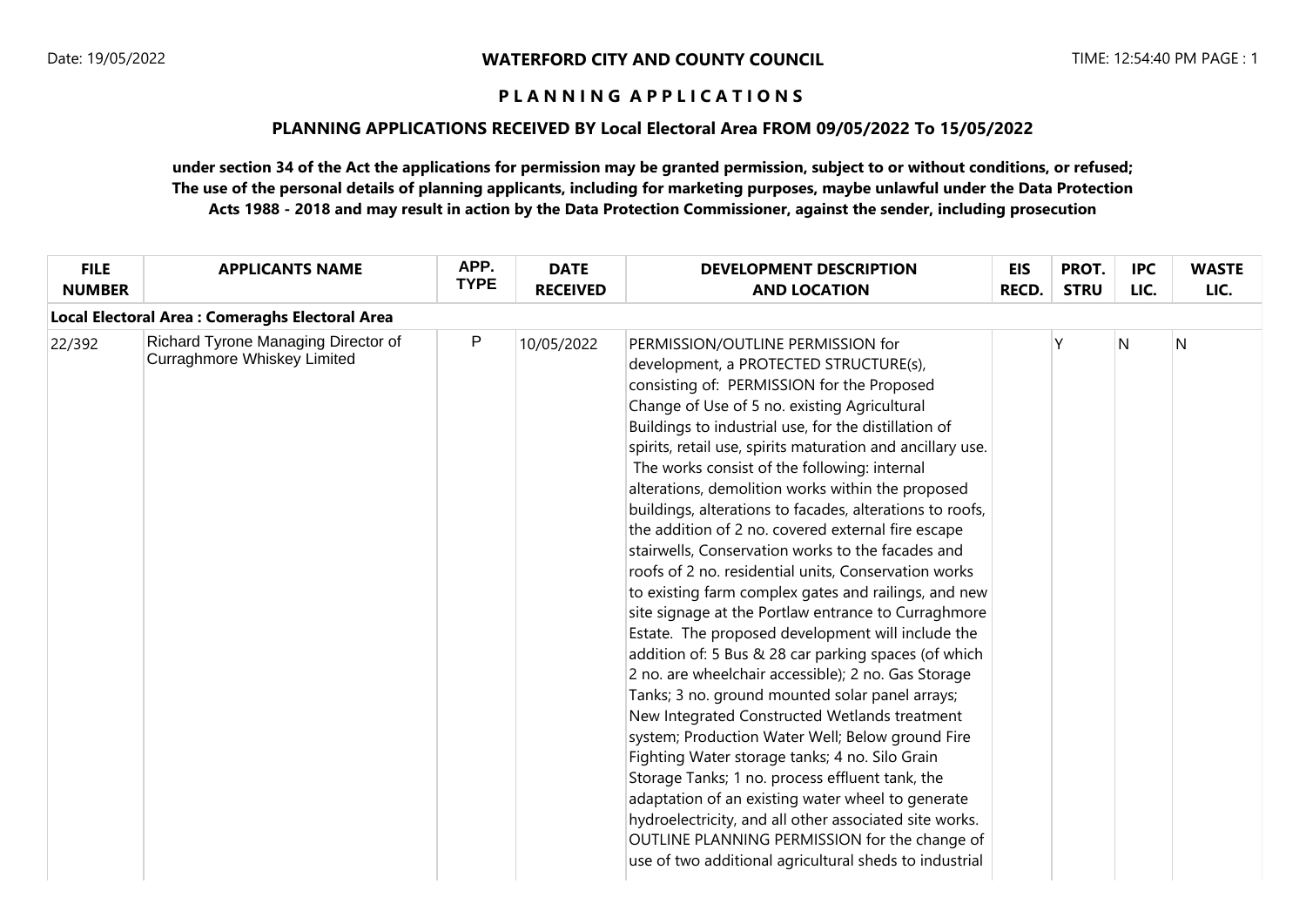WATERFORD CITY AND COUNTY COUNCIL

**P L A N N I N G   A P P L I C A T I O N S**

**PLANNING APPLICATIONS RECEIVED BY Local Electoral Area FROM 09/05/2022 To 15/05/2022**

**under section 34 of the Act the applications for permission may be granted permission, subject to or without conditions, or refused; The use of the personal details of planning applicants, including for marketing purposes, maybe unlawful under the Data Protection Acts 1988 - 2018 and may result in action by the Data Protection Commissioner, against the sender, including prosecution**

| FILE NUMBER | APPLICANTS NAME | APP. TYPE | DATE RECEIVED | DEVELOPMENT DESCRIPTION AND LOCATION | EIS RECD. | PROT. STRU | IPC LIC. | WASTE LIC. |
|---|---|---|---|---|---|---|---|---|
| **Local Electoral Area : Comeraghs Electoral Area** | | | | | | | | |
| 22/392 | Richard Tyrone Managing Director of Curraghmore Whiskey Limited | P | 10/05/2022 | PERMISSION/OUTLINE PERMISSION for development, a PROTECTED STRUCTURE(s), consisting of: PERMISSION for the Proposed Change of Use of 5 no. existing Agricultural Buildings to industrial use, for the distillation of spirits, retail use, spirits maturation and ancillary use. The works consist of the following: internal alterations, demolition works within the proposed buildings, alterations to facades, alterations to roofs, the addition of 2 no. covered external fire escape stairwells, Conservation works to the facades and roofs of 2 no. residential units, Conservation works to existing farm complex gates and railings, and new site signage at the Portlaw entrance to Curraghmore Estate. The proposed development will include the addition of: 5 Bus & 28 car parking spaces (of which 2 no. are wheelchair accessible); 2 no. Gas Storage Tanks; 3 no. ground mounted solar panel arrays; New Integrated Constructed Wetlands treatment system; Production Water Well; Below ground Fire Fighting Water storage tanks; 4 no. Silo Grain Storage Tanks; 1 no. process effluent tank, the adaptation of an existing water wheel to generate hydroelectricity, and all other associated site works. OUTLINE PLANNING PERMISSION for the change of use of two additional agricultural sheds to industrial | | Y | N | N |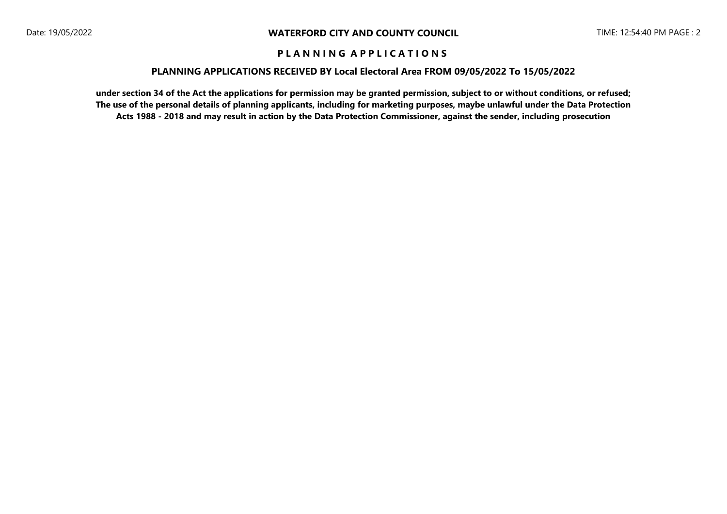**WATERFORD CITY AND COUNTY COUNCIL**

**P L A N N I N G   A P P L I C A T I O N S**

**PLANNING APPLICATIONS RECEIVED BY Local Electoral Area FROM 09/05/2022 To 15/05/2022**

**under section 34 of the Act the applications for permission may be granted permission, subject to or without conditions, or refused; The use of the personal details of planning applicants, including for marketing purposes, maybe unlawful under the Data Protection Acts 1988 - 2018 and may result in action by the Data Protection Commissioner, against the sender, including prosecution**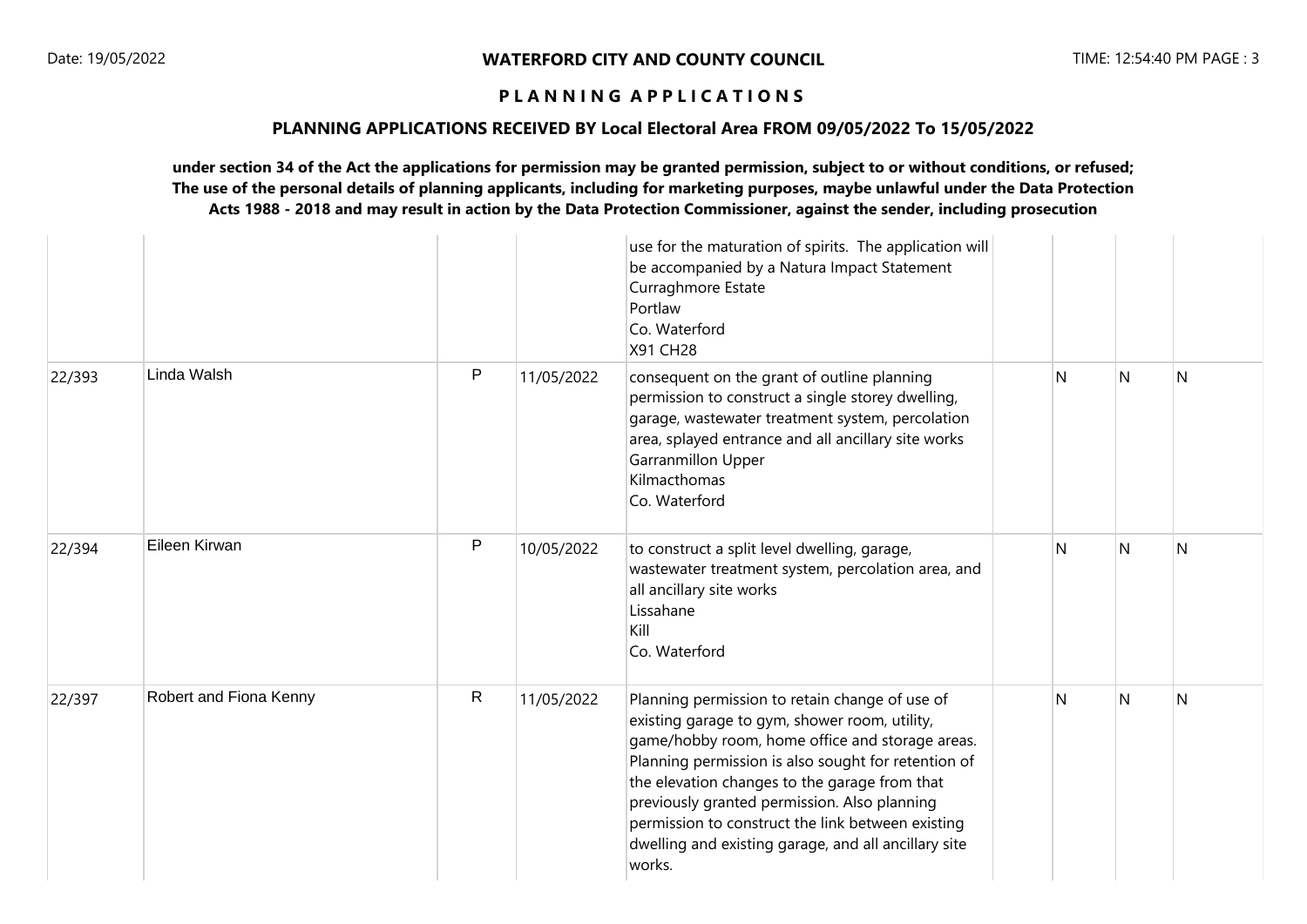**WATERFORD CITY AND COUNTY COUNCIL**

**P L A N N I N G   A P P L I C A T I O N S**

**PLANNING APPLICATIONS RECEIVED BY Local Electoral Area FROM 09/05/2022 To 15/05/2022**

**under section 34 of the Act the applications for permission may be granted permission, subject to or without conditions, or refused; The use of the personal details of planning applicants, including for marketing purposes, maybe unlawful under the Data Protection Acts 1988 - 2018 and may result in action by the Data Protection Commissioner, against the sender, including prosecution**

| | | | | | | | | |
|---|---|---|---|---|---|---|---|---|
| | | | | use for the maturation of spirits. The application will be accompanied by a Natura Impact Statement<br>Curraghmore Estate<br>Portlaw<br>Co. Waterford<br>X91 CH28 | | | | |
| 22/393 | Linda Walsh | P | 11/05/2022 | consequent on the grant of outline planning permission to construct a single storey dwelling, garage, wastewater treatment system, percolation area, splayed entrance and all ancillary site works<br>Garranmillon Upper<br>Kilmacthomas<br>Co. Waterford | | N | N | N |
| 22/394 | Eileen Kirwan | P | 10/05/2022 | to construct a split level dwelling, garage, wastewater treatment system, percolation area, and all ancillary site works<br>Lissahane<br>Kill<br>Co. Waterford | | N | N | N |
| 22/397 | Robert and Fiona Kenny | R | 11/05/2022 | Planning permission to retain change of use of existing garage to gym, shower room, utility, game/hobby room, home office and storage areas. Planning permission is also sought for retention of the elevation changes to the garage from that previously granted permission. Also planning permission to construct the link between existing dwelling and existing garage, and all ancillary site works. | | N | N | N |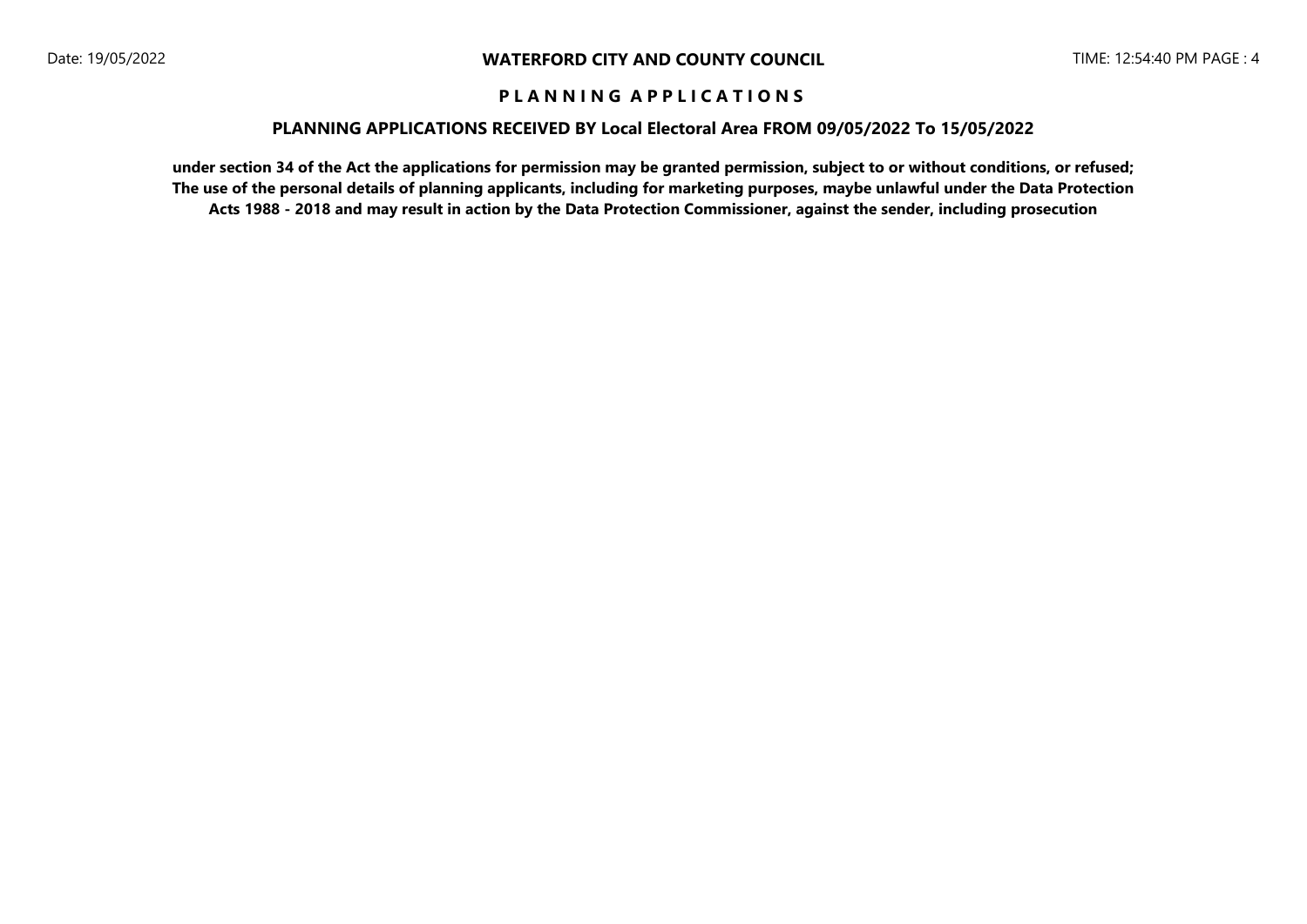**WATERFORD CITY AND COUNTY COUNCIL**

**P L A N N I N G A P P L I C A T I O N S**

**PLANNING APPLICATIONS RECEIVED BY Local Electoral Area FROM 09/05/2022 To 15/05/2022**

**under section 34 of the Act the applications for permission may be granted permission, subject to or without conditions, or refused; The use of the personal details of planning applicants, including for marketing purposes, maybe unlawful under the Data Protection Acts 1988 - 2018 and may result in action by the Data Protection Commissioner, against the sender, including prosecution**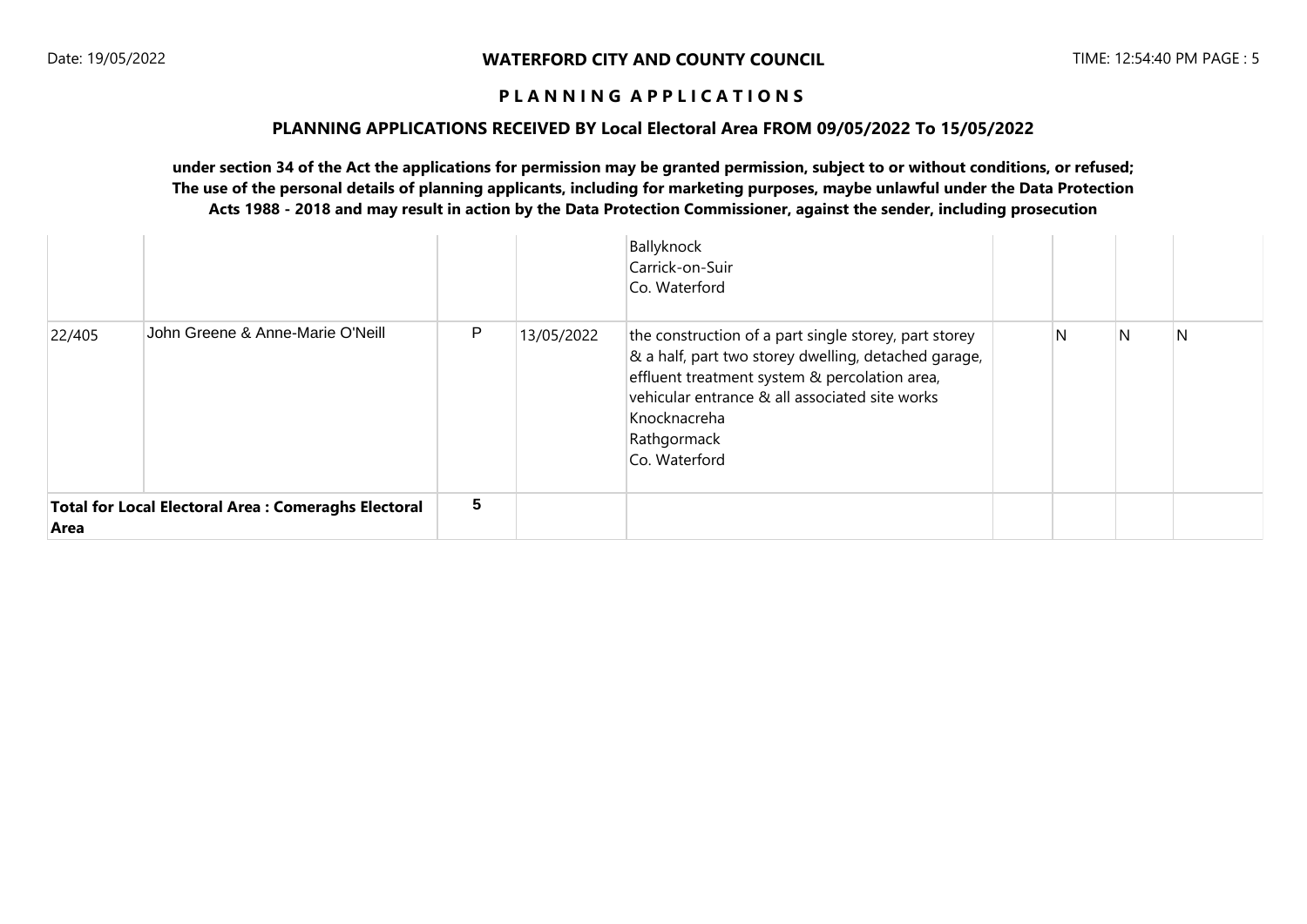**WATERFORD CITY AND COUNTY COUNCIL**

**P L A N N I N G A P P L I C A T I O N S**

**PLANNING APPLICATIONS RECEIVED BY Local Electoral Area FROM 09/05/2022 To 15/05/2022**

**under section 34 of the Act the applications for permission may be granted permission, subject to or without conditions, or refused; The use of the personal details of planning applicants, including for marketing purposes, maybe unlawful under the Data Protection Acts 1988 - 2018 and may result in action by the Data Protection Commissioner, against the sender, including prosecution**

| | | | | | | | | |
|---|---|---|---|---|---|---|---|---|
| | | | | Ballyknock<br>Carrick-on-Suir<br>Co. Waterford | | | | |
| 22/405 | John Greene & Anne-Marie O'Neill | P | 13/05/2022 | the construction of a part single storey, part storey & a half, part two storey dwelling, detached garage, effluent treatment system & percolation area, vehicular entrance & all associated site works<br>Knocknacreha<br>Rathgormack<br>Co. Waterford | | N | N | N |
| **Total for Local Electoral Area : Comeraghs Electoral Area** | | 5 | | | | | | |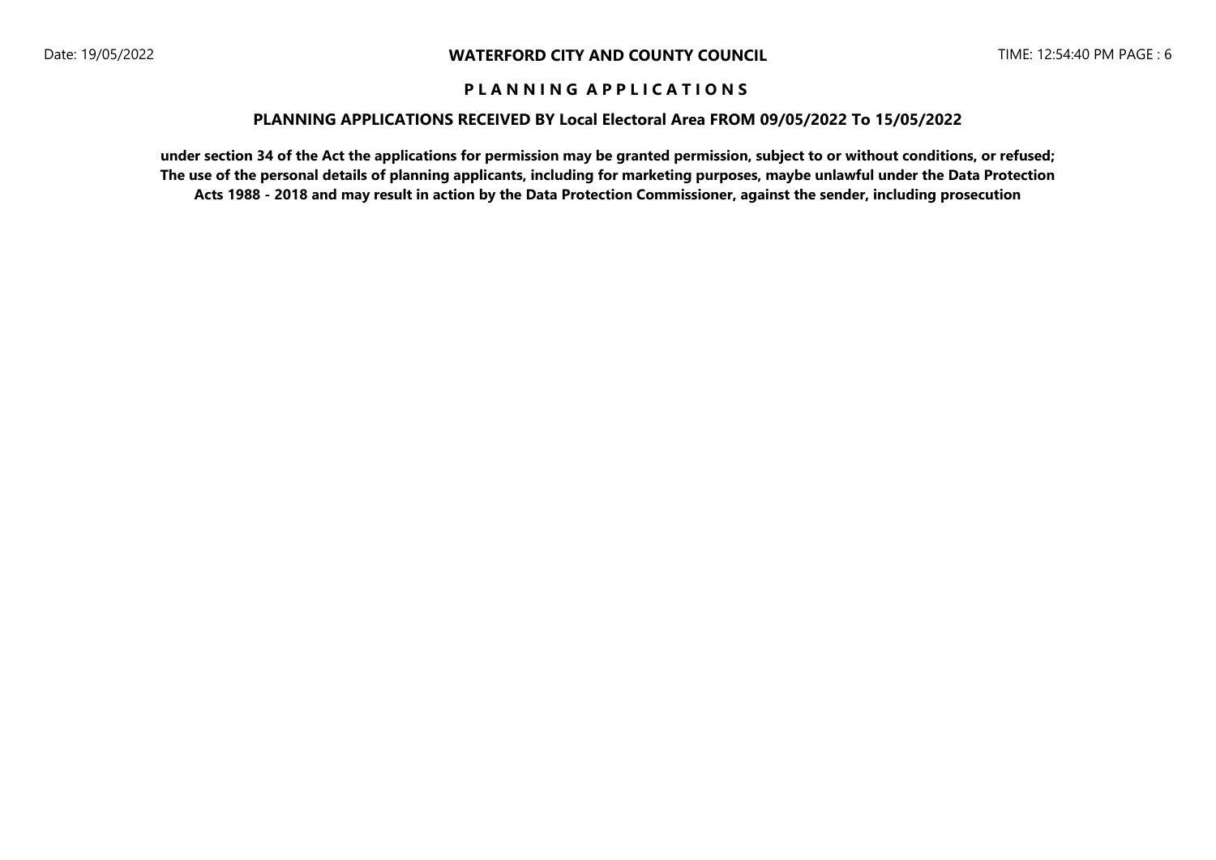**WATERFORD CITY AND COUNTY COUNCIL**

# P L A N N I N G   A P P L I C A T I O N S

## PLANNING APPLICATIONS RECEIVED BY Local Electoral Area FROM 09/05/2022 To 15/05/2022

**under section 34 of the Act the applications for permission may be granted permission, subject to or without conditions, or refused; The use of the personal details of planning applicants, including for marketing purposes, maybe unlawful under the Data Protection Acts 1988 - 2018 and may result in action by the Data Protection Commissioner, against the sender, including prosecution**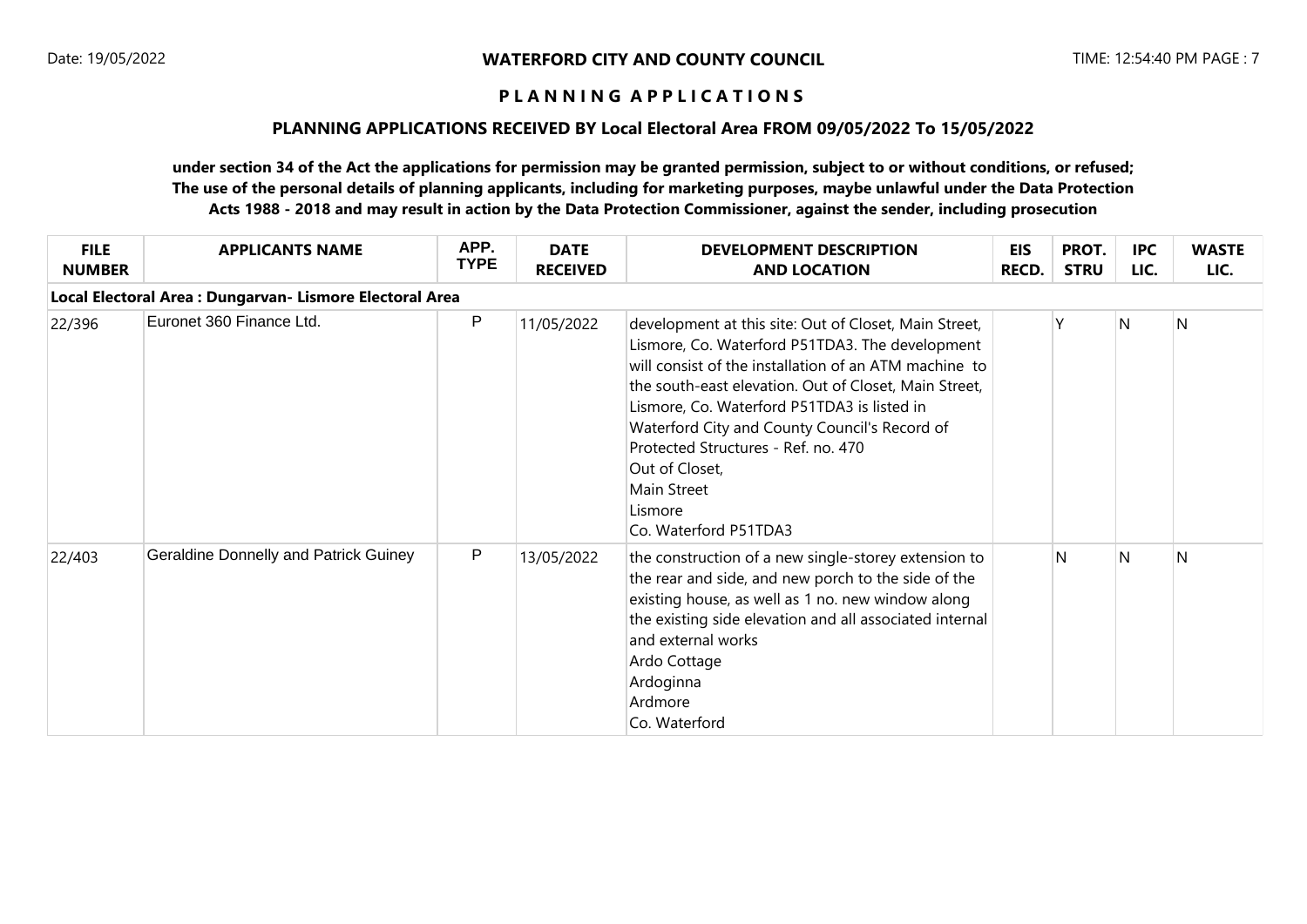# WATERFORD CITY AND COUNTY COUNCIL

## PLANNING APPLICATIONS

### PLANNING APPLICATIONS RECEIVED BY Local Electoral Area FROM 09/05/2022 To 15/05/2022

**under section 34 of the Act the applications for permission may be granted permission, subject to or without conditions, or refused; The use of the personal details of planning applicants, including for marketing purposes, maybe unlawful under the Data Protection Acts 1988 - 2018 and may result in action by the Data Protection Commissioner, against the sender, including prosecution**

| FILE NUMBER | APPLICANTS NAME | APP. TYPE | DATE RECEIVED | DEVELOPMENT DESCRIPTION AND LOCATION | EIS RECD. | PROT. STRU | IPC LIC. | WASTE LIC. |
|---|---|---|---|---|---|---|---|---|
| **Local Electoral Area : Dungarvan- Lismore Electoral Area** | | | | | | | | |
| 22/396 | Euronet 360 Finance Ltd. | P | 11/05/2022 | development at this site: Out of Closet, Main Street, Lismore, Co. Waterford P51TDA3. The development will consist of the installation of an ATM machine to the south-east elevation. Out of Closet, Main Street, Lismore, Co. Waterford P51TDA3 is listed in Waterford City and County Council's Record of Protected Structures - Ref. no. 470<br>Out of Closet,<br>Main Street<br>Lismore<br>Co. Waterford P51TDA3 | | Y | N | N |
| 22/403 | Geraldine Donnelly and Patrick Guiney | P | 13/05/2022 | the construction of a new single-storey extension to the rear and side, and new porch to the side of the existing house, as well as 1 no. new window along the existing side elevation and all associated internal and external works<br>Ardo Cottage<br>Ardoginna<br>Ardmore<br>Co. Waterford | | N | N | N |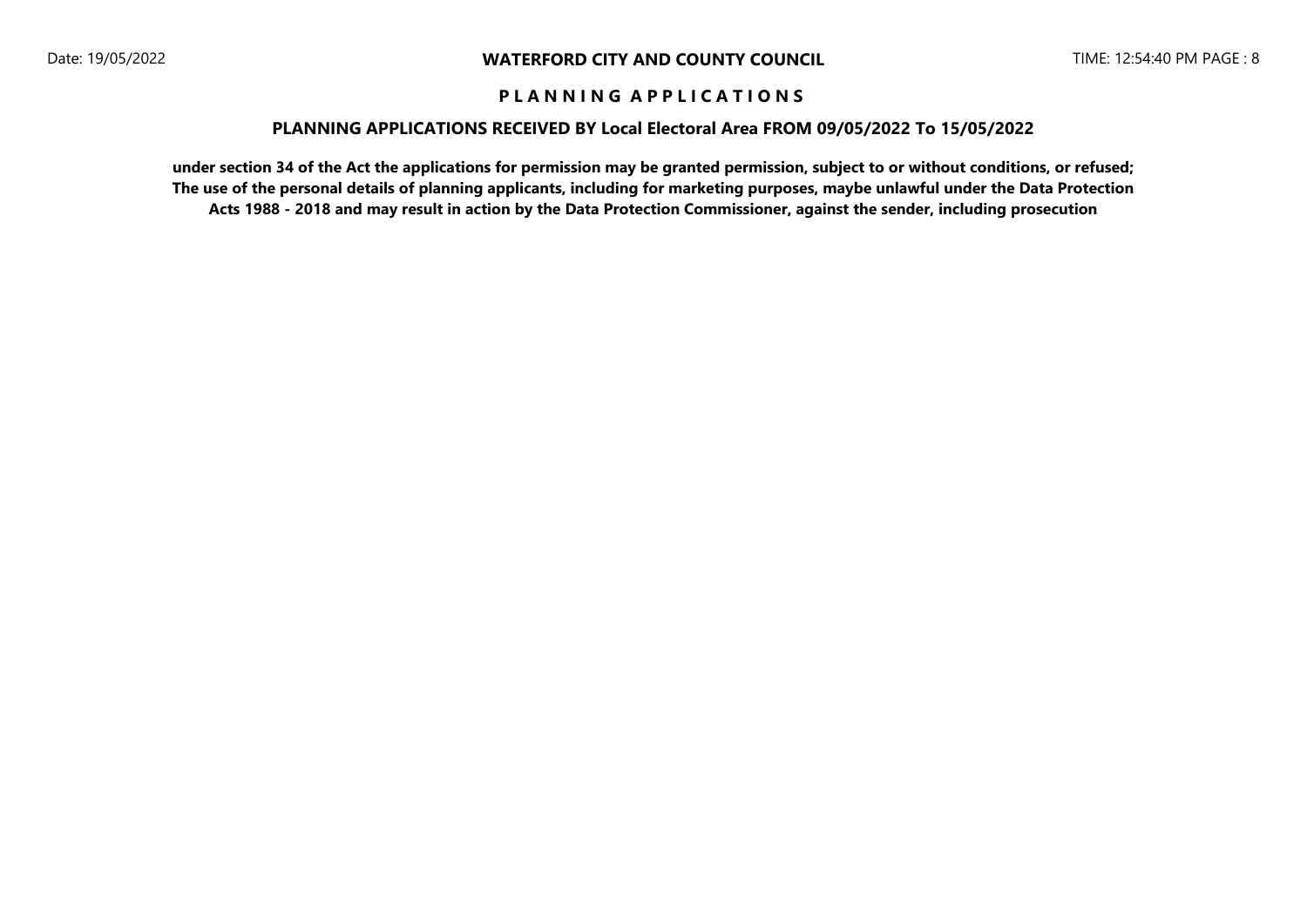**WATERFORD CITY AND COUNTY COUNCIL**

**P L A N N I N G  A P P L I C A T I O N S**

**PLANNING APPLICATIONS RECEIVED BY Local Electoral Area FROM 09/05/2022 To 15/05/2022**

**under section 34 of the Act the applications for permission may be granted permission, subject to or without conditions, or refused; The use of the personal details of planning applicants, including for marketing purposes, maybe unlawful under the Data Protection Acts 1988 - 2018 and may result in action by the Data Protection Commissioner, against the sender, including prosecution**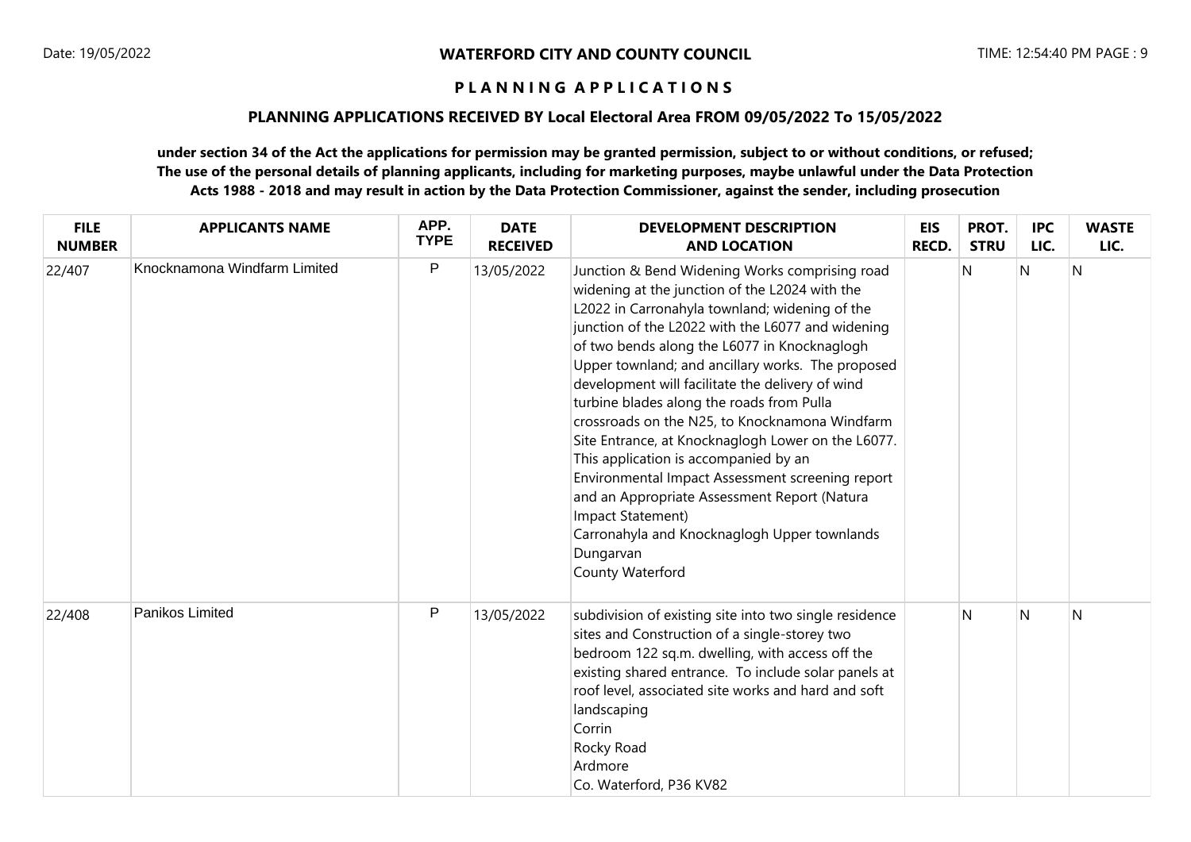WATERFORD CITY AND COUNTY COUNCIL

**P L A N N I N G A P P L I C A T I O N S**

**PLANNING APPLICATIONS RECEIVED BY Local Electoral Area FROM 09/05/2022 To 15/05/2022**

**under section 34 of the Act the applications for permission may be granted permission, subject to or without conditions, or refused; The use of the personal details of planning applicants, including for marketing purposes, maybe unlawful under the Data Protection Acts 1988 - 2018 and may result in action by the Data Protection Commissioner, against the sender, including prosecution**

| FILE NUMBER | APPLICANTS NAME | APP. TYPE | DATE RECEIVED | DEVELOPMENT DESCRIPTION AND LOCATION | EIS RECD. | PROT. STRU | IPC LIC. | WASTE LIC. |
|---|---|---|---|---|---|---|---|---|
| 22/407 | Knocknamona Windfarm Limited | P | 13/05/2022 | Junction & Bend Widening Works comprising road widening at the junction of the L2024 with the L2022 in Carronahyla townland; widening of the junction of the L2022 with the L6077 and widening of two bends along the L6077 in Knocknaglogh Upper townland; and ancillary works. The proposed development will facilitate the delivery of wind turbine blades along the roads from Pulla crossroads on the N25, to Knocknamona Windfarm Site Entrance, at Knocknaglogh Lower on the L6077. This application is accompanied by an Environmental Impact Assessment screening report and an Appropriate Assessment Report (Natura Impact Statement)<br>Carronahyla and Knocknaglogh Upper townlands<br>Dungarvan<br>County Waterford | | N | N | N |
| 22/408 | Panikos Limited | P | 13/05/2022 | subdivision of existing site into two single residence sites and Construction of a single-storey two bedroom 122 sq.m. dwelling, with access off the existing shared entrance. To include solar panels at roof level, associated site works and hard and soft landscaping<br>Corrin<br>Rocky Road<br>Ardmore<br>Co. Waterford, P36 KV82 | | N | N | N |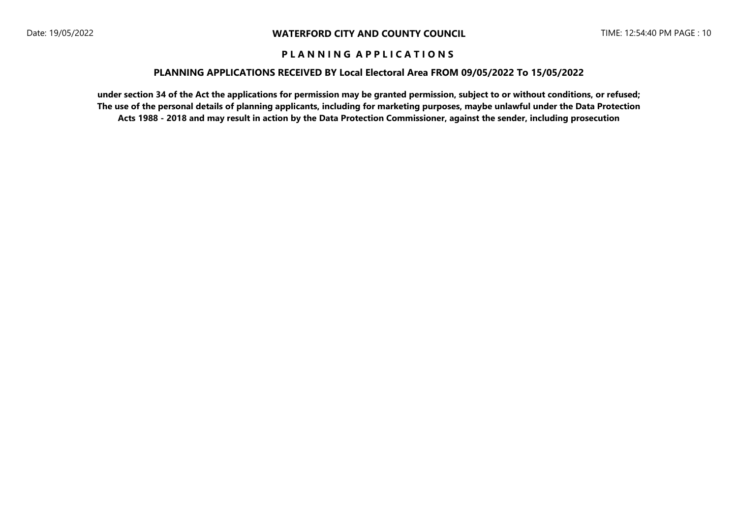# WATERFORD CITY AND COUNTY COUNCIL

## P L A N N I N G A P P L I C A T I O N S

### PLANNING APPLICATIONS RECEIVED BY Local Electoral Area FROM 09/05/2022 To 15/05/2022

**under section 34 of the Act the applications for permission may be granted permission, subject to or without conditions, or refused; The use of the personal details of planning applicants, including for marketing purposes, maybe unlawful under the Data Protection Acts 1988 - 2018 and may result in action by the Data Protection Commissioner, against the sender, including prosecution**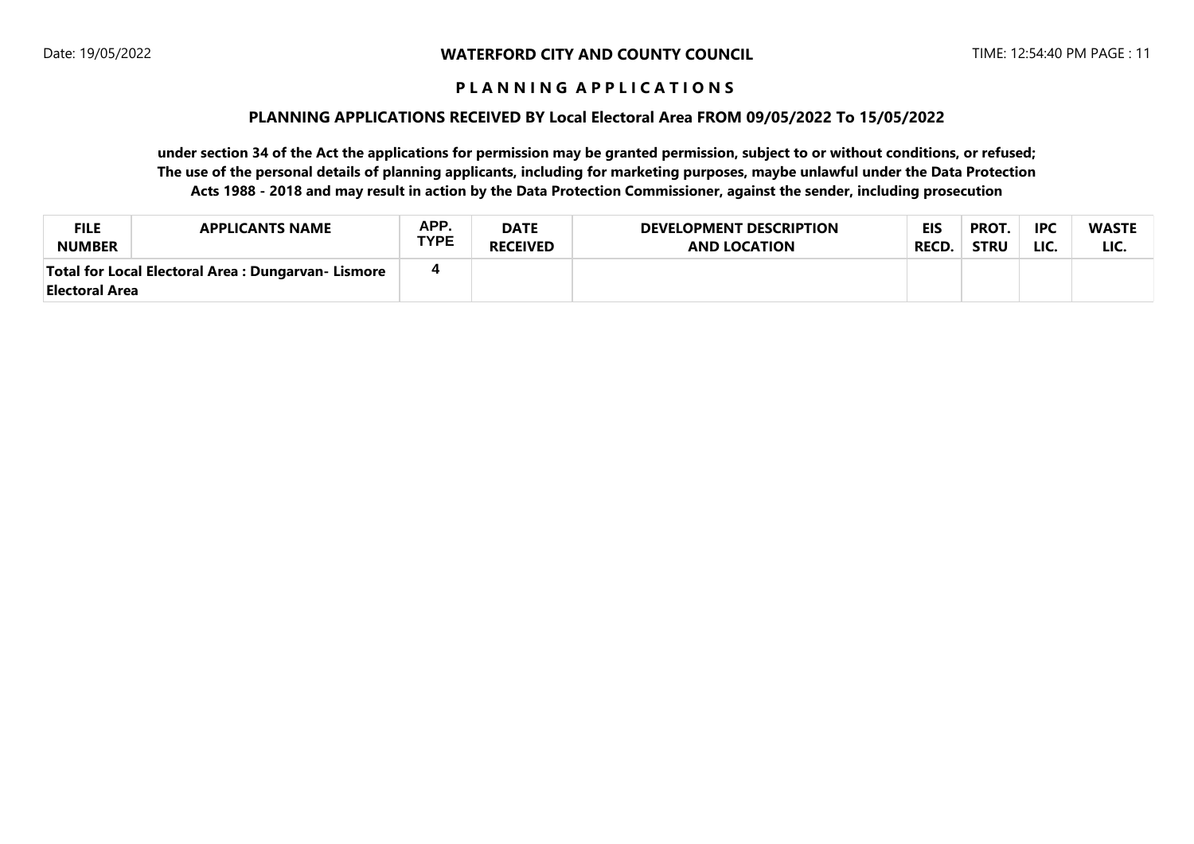**P L A N N I N G   A P P L I C A T I O N S**

**PLANNING APPLICATIONS RECEIVED BY Local Electoral Area FROM 09/05/2022 To 15/05/2022**

**under section 34 of the Act the applications for permission may be granted permission, subject to or without conditions, or refused; The use of the personal details of planning applicants, including for marketing purposes, maybe unlawful under the Data Protection Acts 1988 - 2018 and may result in action by the Data Protection Commissioner, against the sender, including prosecution**

| FILE NUMBER | APPLICANTS NAME | APP. TYPE | DATE RECEIVED | DEVELOPMENT DESCRIPTION AND LOCATION | EIS RECD. | PROT. STRU | IPC LIC. | WASTE LIC. |
|---|---|---|---|---|---|---|---|---|
| **Total for Local Electoral Area : Dungarvan- Lismore Electoral Area** | | 4 | | | | | | |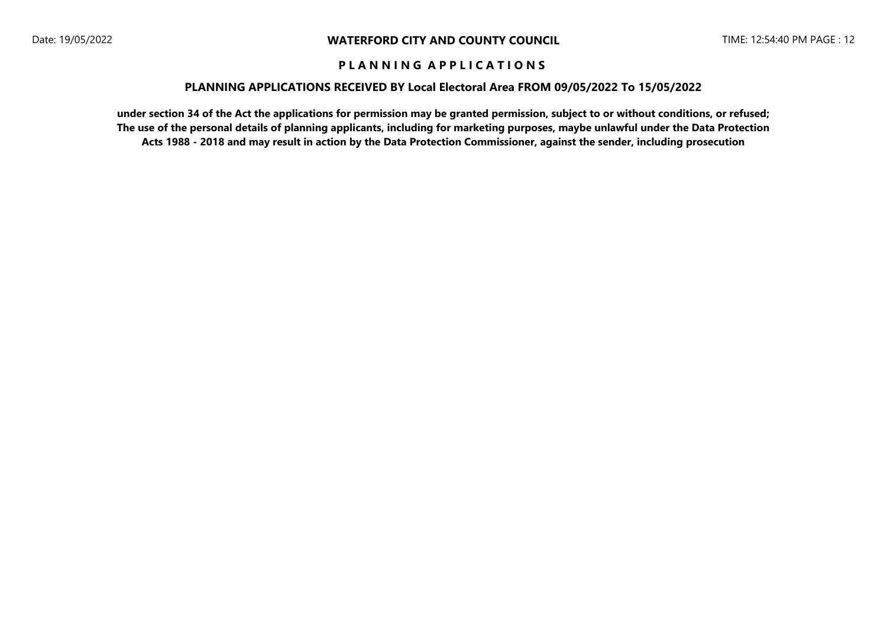# PLANNING APPLICATIONS

## PLANNING APPLICATIONS RECEIVED BY Local Electoral Area FROM 09/05/2022 To 15/05/2022

**under section 34 of the Act the applications for permission may be granted permission, subject to or without conditions, or refused; The use of the personal details of planning applicants, including for marketing purposes, maybe unlawful under the Data Protection Acts 1988 - 2018 and may result in action by the Data Protection Commissioner, against the sender, including prosecution**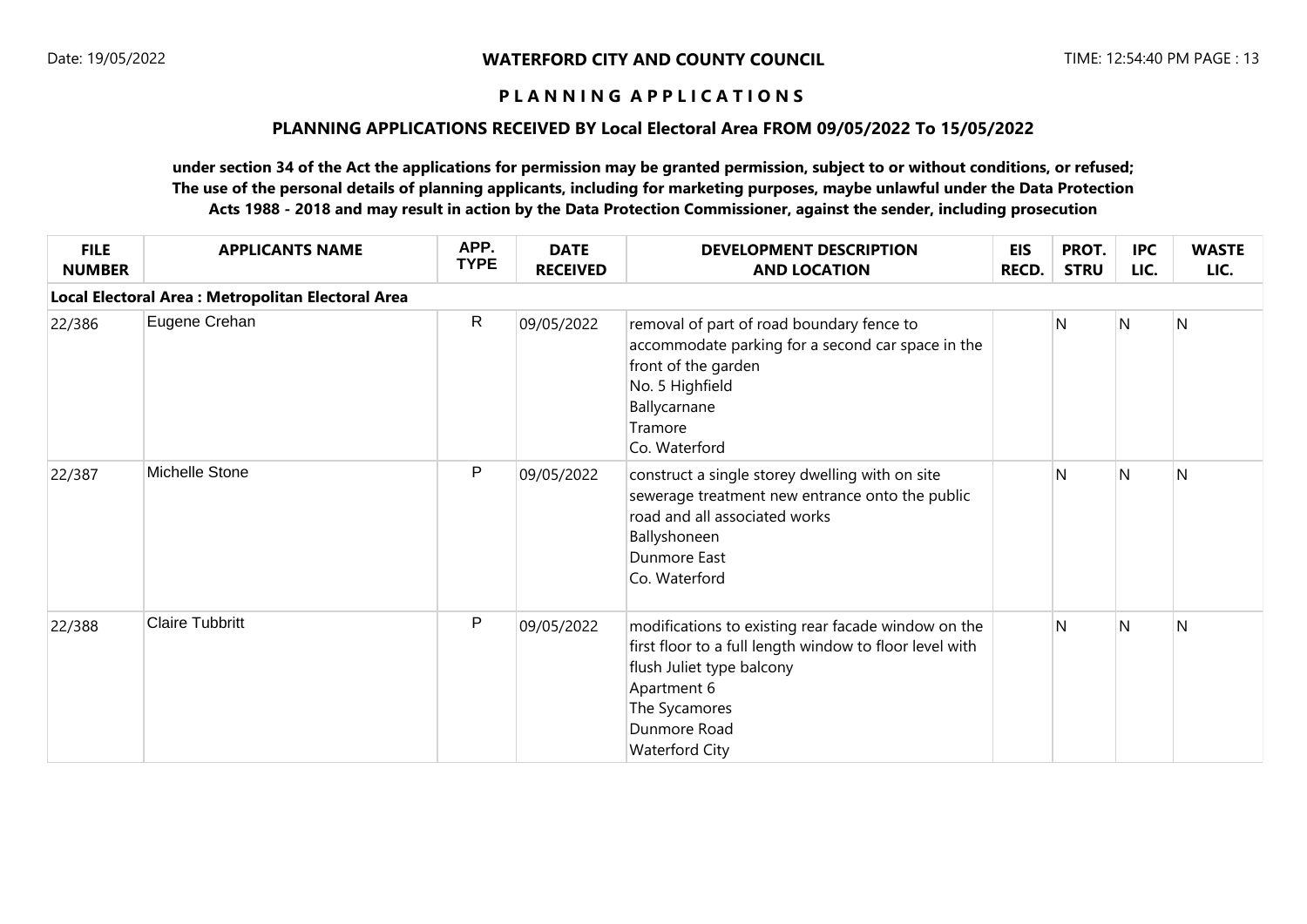**WATERFORD CITY AND COUNTY COUNCIL**

**P L A N N I N G A P P L I C A T I O N S**

**PLANNING APPLICATIONS RECEIVED BY Local Electoral Area FROM 09/05/2022 To 15/05/2022**

**under section 34 of the Act the applications for permission may be granted permission, subject to or without conditions, or refused; The use of the personal details of planning applicants, including for marketing purposes, maybe unlawful under the Data Protection Acts 1988 - 2018 and may result in action by the Data Protection Commissioner, against the sender, including prosecution**

| FILE NUMBER | APPLICANTS NAME | APP. TYPE | DATE RECEIVED | DEVELOPMENT DESCRIPTION AND LOCATION | EIS RECD. | PROT. STRU | IPC LIC. | WASTE LIC. |
|---|---|---|---|---|---|---|---|---|
| **Local Electoral Area : Metropolitan Electoral Area** | | | | | | | | |
| 22/386 | Eugene Crehan | R | 09/05/2022 | removal of part of road boundary fence to accommodate parking for a second car space in the front of the garden<br>No. 5 Highfield<br>Ballycarnane<br>Tramore<br>Co. Waterford | | N | N | N |
| 22/387 | Michelle Stone | P | 09/05/2022 | construct a single storey dwelling with on site sewerage treatment new entrance onto the public road and all associated works<br>Ballyshoneen<br>Dunmore East<br>Co. Waterford | | N | N | N |
| 22/388 | Claire Tubbritt | P | 09/05/2022 | modifications to existing rear facade window on the first floor to a full length window to floor level with flush Juliet type balcony<br>Apartment 6<br>The Sycamores<br>Dunmore Road<br>Waterford City | | N | N | N |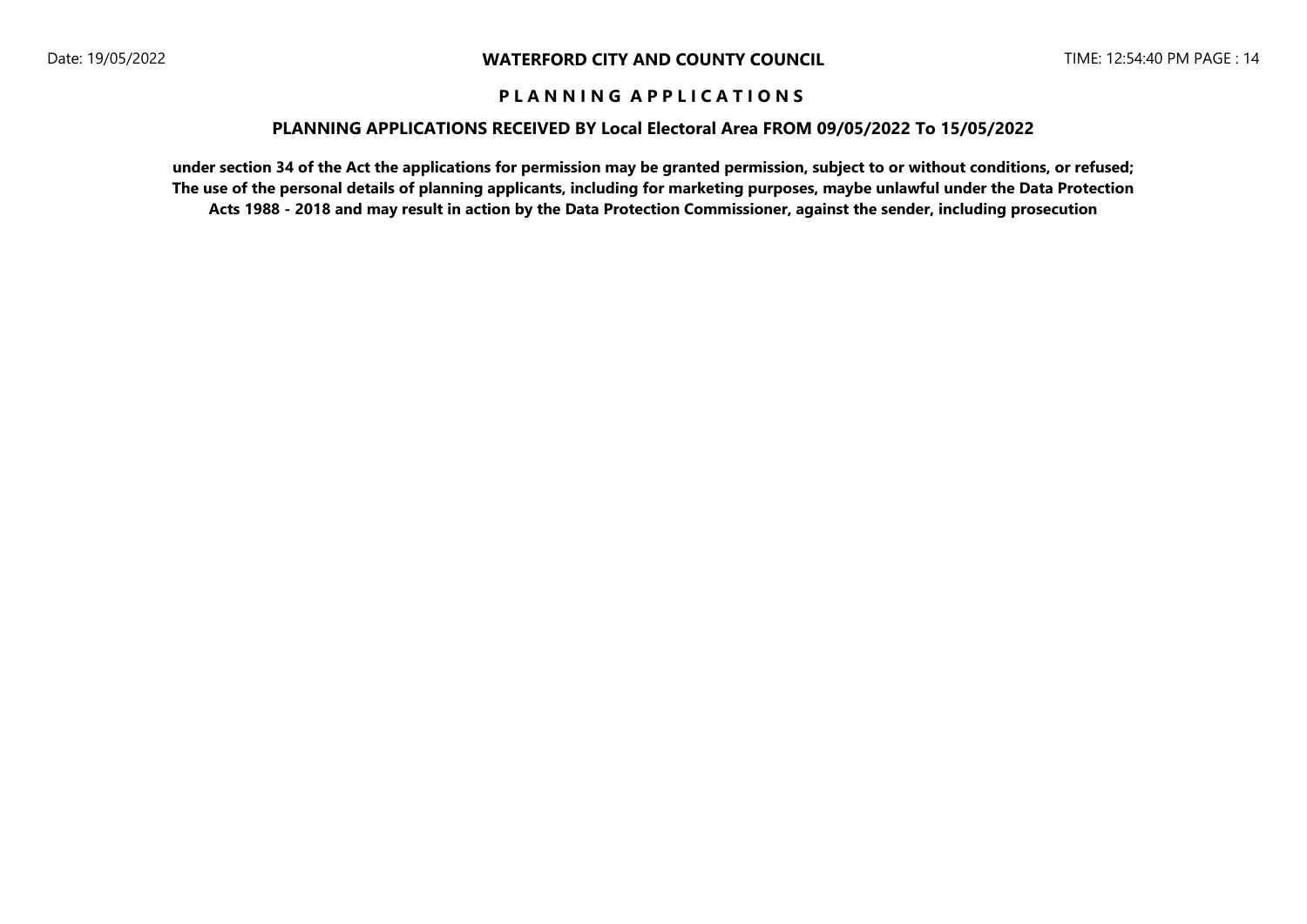**WATERFORD CITY AND COUNTY COUNCIL**

**P L A N N I N G A P P L I C A T I O N S**

**PLANNING APPLICATIONS RECEIVED BY Local Electoral Area FROM 09/05/2022 To 15/05/2022**

**under section 34 of the Act the applications for permission may be granted permission, subject to or without conditions, or refused; The use of the personal details of planning applicants, including for marketing purposes, maybe unlawful under the Data Protection Acts 1988 - 2018 and may result in action by the Data Protection Commissioner, against the sender, including prosecution**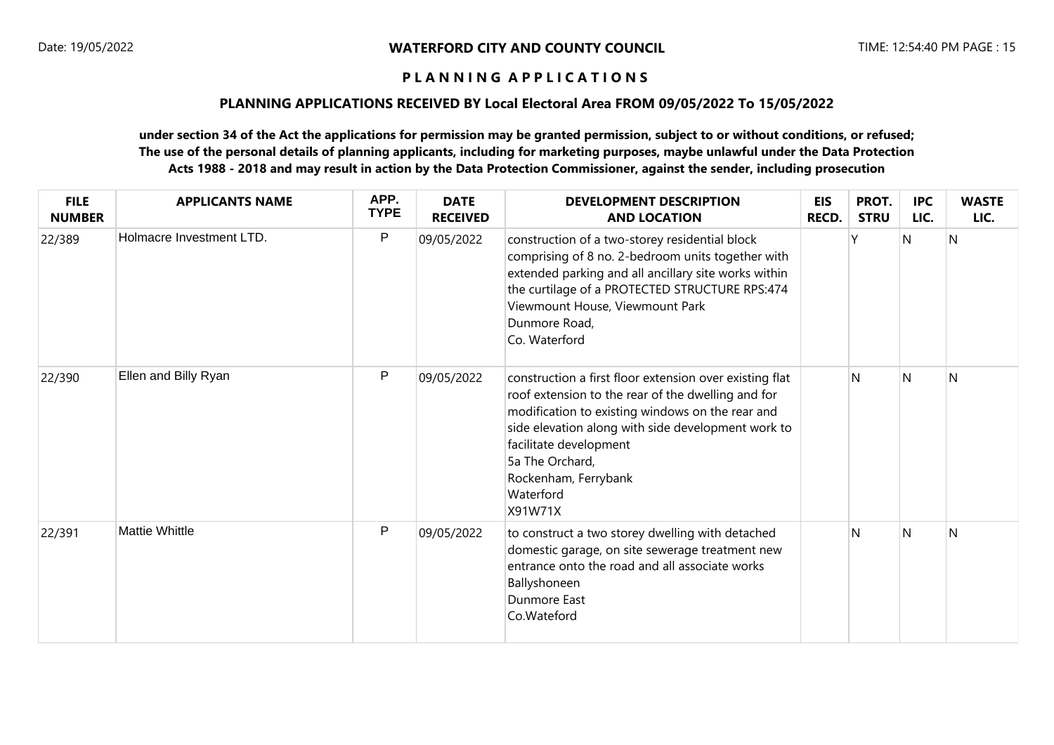**WATERFORD CITY AND COUNTY COUNCIL**

**P L A N N I N G   A P P L I C A T I O N S**

**PLANNING APPLICATIONS RECEIVED BY Local Electoral Area FROM 09/05/2022 To 15/05/2022**

**under section 34 of the Act the applications for permission may be granted permission, subject to or without conditions, or refused; The use of the personal details of planning applicants, including for marketing purposes, maybe unlawful under the Data Protection Acts 1988 - 2018 and may result in action by the Data Protection Commissioner, against the sender, including prosecution**

| FILE NUMBER | APPLICANTS NAME | APP. TYPE | DATE RECEIVED | DEVELOPMENT DESCRIPTION AND LOCATION | EIS RECD. | PROT. STRU | IPC LIC. | WASTE LIC. |
|---|---|---|---|---|---|---|---|---|
| 22/389 | Holmacre Investment LTD. | P | 09/05/2022 | construction of a two-storey residential block comprising of 8 no. 2-bedroom units together with extended parking and all ancillary site works within the curtilage of a PROTECTED STRUCTURE RPS:474<br>Viewmount House, Viewmount Park<br>Dunmore Road,<br>Co. Waterford | | Y | N | N |
| 22/390 | Ellen and Billy Ryan | P | 09/05/2022 | construction a first floor extension over existing flat roof extension to the rear of the dwelling and for modification to existing windows on the rear and side elevation along with side development work to facilitate development<br>5a The Orchard,<br>Rockenham, Ferrybank<br>Waterford<br>X91W71X | | N | N | N |
| 22/391 | Mattie Whittle | P | 09/05/2022 | to construct a two storey dwelling with detached domestic garage, on site sewerage treatment new entrance onto the road and all associate works<br>Ballyshoneen<br>Dunmore East<br>Co.Wateford | | N | N | N |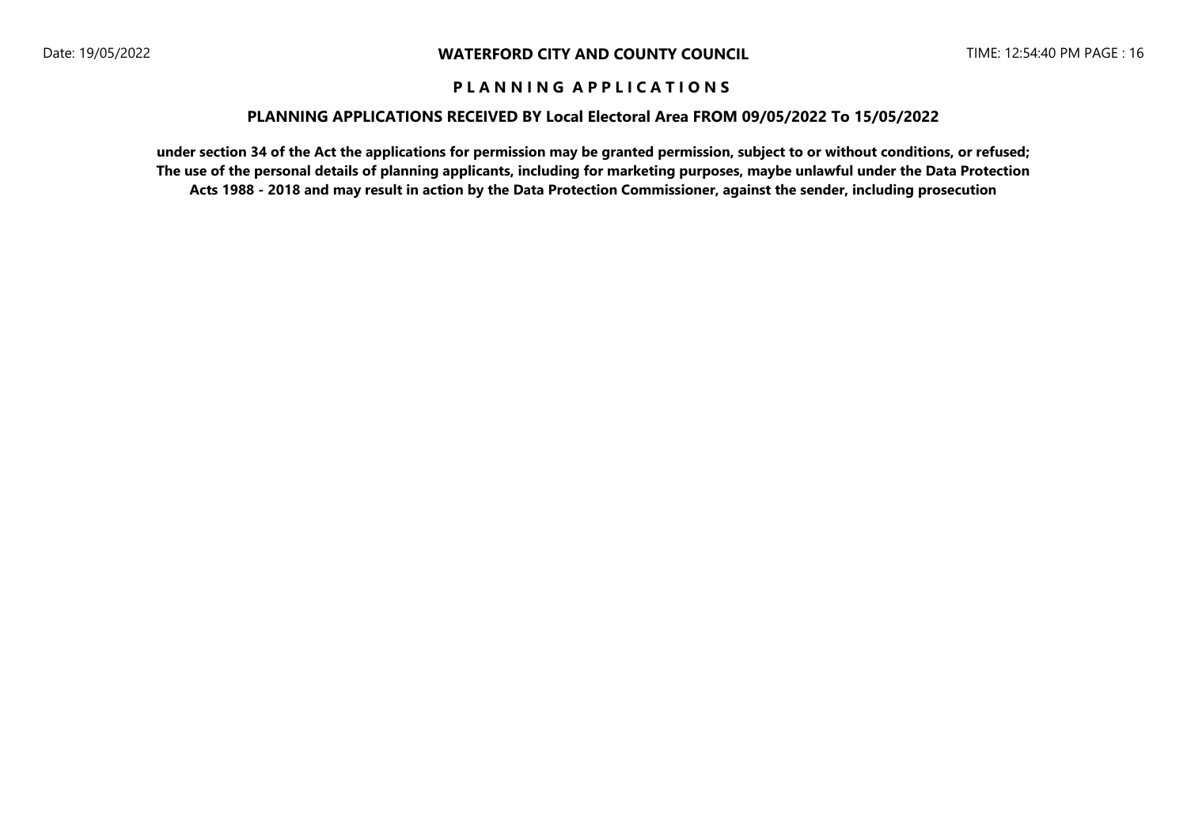**P L A N N I N G   A P P L I C A T I O N S**

**PLANNING APPLICATIONS RECEIVED BY Local Electoral Area FROM 09/05/2022 To 15/05/2022**

**under section 34 of the Act the applications for permission may be granted permission, subject to or without conditions, or refused; The use of the personal details of planning applicants, including for marketing purposes, maybe unlawful under the Data Protection Acts 1988 - 2018 and may result in action by the Data Protection Commissioner, against the sender, including prosecution**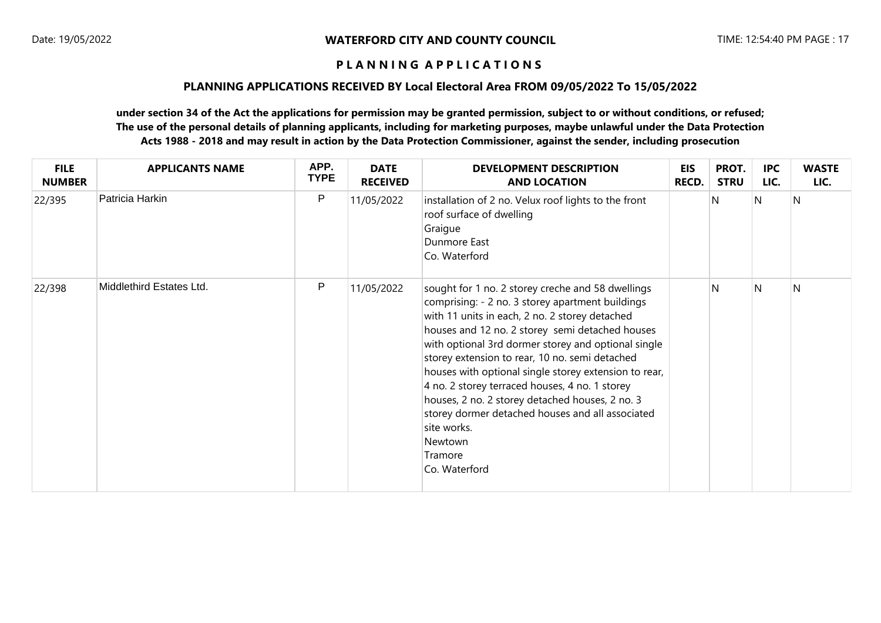**WATERFORD CITY AND COUNTY COUNCIL**

**P L A N N I N G   A P P L I C A T I O N S**

**PLANNING APPLICATIONS RECEIVED BY Local Electoral Area FROM 09/05/2022 To 15/05/2022**

**under section 34 of the Act the applications for permission may be granted permission, subject to or without conditions, or refused; The use of the personal details of planning applicants, including for marketing purposes, maybe unlawful under the Data Protection Acts 1988 - 2018 and may result in action by the Data Protection Commissioner, against the sender, including prosecution**

| FILE NUMBER | APPLICANTS NAME | APP. TYPE | DATE RECEIVED | DEVELOPMENT DESCRIPTION AND LOCATION | EIS RECD. | PROT. STRU | IPC LIC. | WASTE LIC. |
|---|---|---|---|---|---|---|---|---|
| 22/395 | Patricia Harkin | P | 11/05/2022 | installation of 2 no. Velux roof lights to the front roof surface of dwelling<br>Graigue<br>Dunmore East<br>Co. Waterford | | N | N | N |
| 22/398 | Middlethird Estates Ltd. | P | 11/05/2022 | sought for 1 no. 2 storey creche and 58 dwellings comprising: - 2 no. 3 storey apartment buildings with 11 units in each, 2 no. 2 storey detached houses and 12 no. 2 storey semi detached houses with optional 3rd dormer storey and optional single storey extension to rear, 10 no. semi detached houses with optional single storey extension to rear, 4 no. 2 storey terraced houses, 4 no. 1 storey houses, 2 no. 2 storey detached houses, 2 no. 3 storey dormer detached houses and all associated site works.<br>Newtown<br>Tramore<br>Co. Waterford | | N | N | N |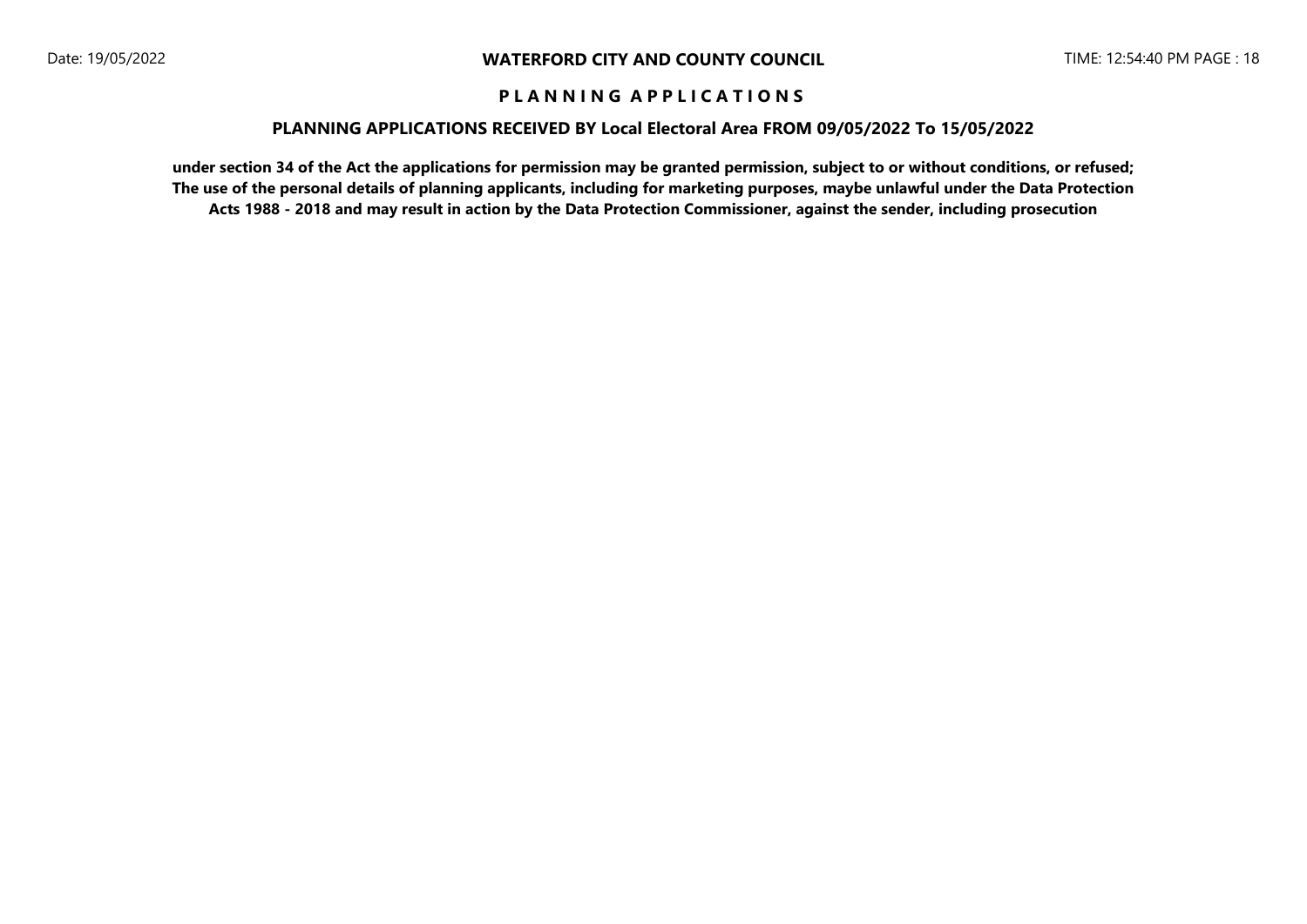# PLANNING APPLICATIONS

## PLANNING APPLICATIONS RECEIVED BY Local Electoral Area FROM 09/05/2022 To 15/05/2022

**under section 34 of the Act the applications for permission may be granted permission, subject to or without conditions, or refused; The use of the personal details of planning applicants, including for marketing purposes, maybe unlawful under the Data Protection Acts 1988 - 2018 and may result in action by the Data Protection Commissioner, against the sender, including prosecution**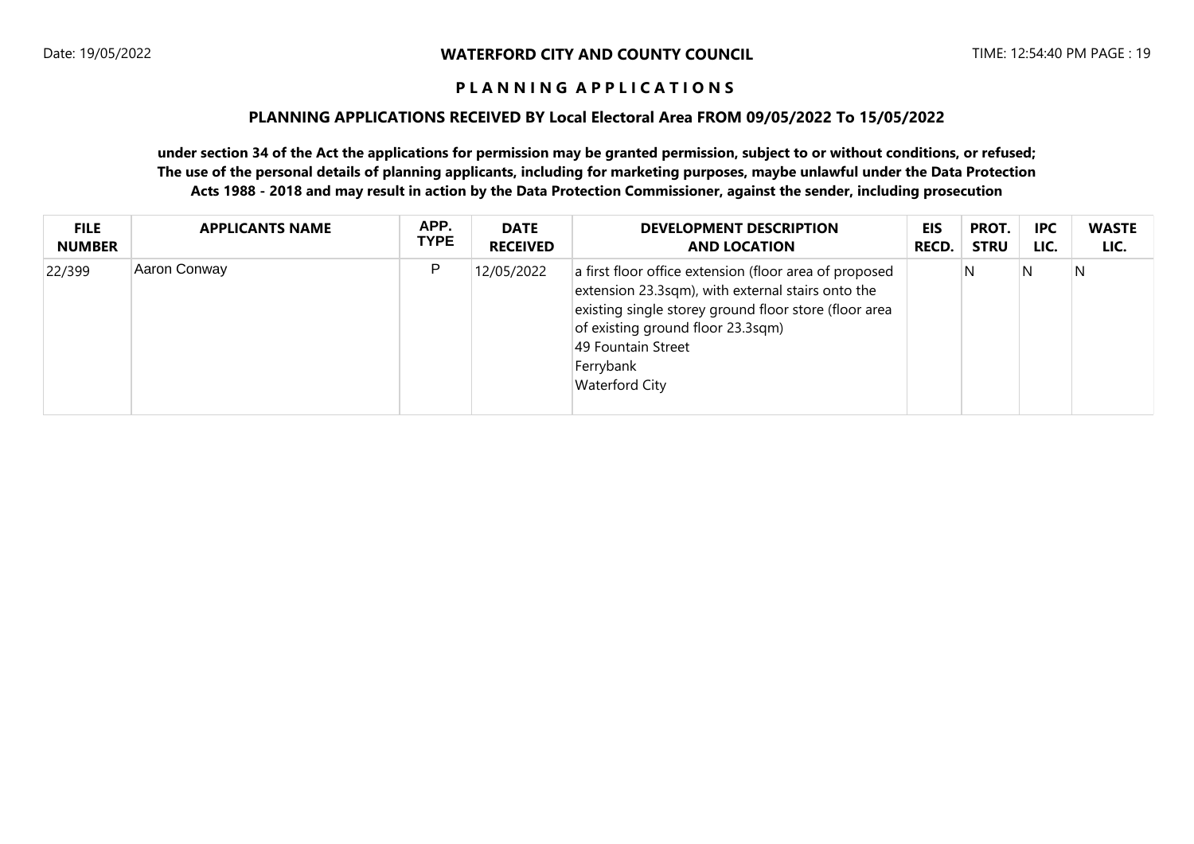**WATERFORD CITY AND COUNTY COUNCIL**

**P L A N N I N G  A P P L I C A T I O N S**

**PLANNING APPLICATIONS RECEIVED BY Local Electoral Area FROM 09/05/2022 To 15/05/2022**

**under section 34 of the Act the applications for permission may be granted permission, subject to or without conditions, or refused; The use of the personal details of planning applicants, including for marketing purposes, maybe unlawful under the Data Protection Acts 1988 - 2018 and may result in action by the Data Protection Commissioner, against the sender, including prosecution**

| FILE NUMBER | APPLICANTS NAME | APP. TYPE | DATE RECEIVED | DEVELOPMENT DESCRIPTION AND LOCATION | EIS RECD. | PROT. STRU | IPC LIC. | WASTE LIC. |
|---|---|---|---|---|---|---|---|---|
| 22/399 | Aaron Conway | P | 12/05/2022 | a first floor office extension (floor area of proposed extension 23.3sqm), with external stairs onto the existing single storey ground floor store (floor area of existing ground floor 23.3sqm)<br>49 Fountain Street<br>Ferrybank<br>Waterford City | | N | N | N |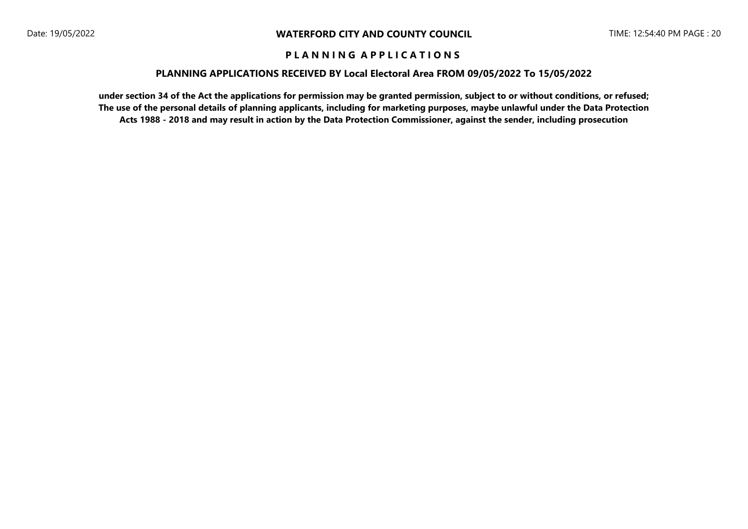**WATERFORD CITY AND COUNTY COUNCIL**

**P L A N N I N G   A P P L I C A T I O N S**

**PLANNING APPLICATIONS RECEIVED BY Local Electoral Area FROM 09/05/2022 To 15/05/2022**

**under section 34 of the Act the applications for permission may be granted permission, subject to or without conditions, or refused; The use of the personal details of planning applicants, including for marketing purposes, maybe unlawful under the Data Protection Acts 1988 - 2018 and may result in action by the Data Protection Commissioner, against the sender, including prosecution**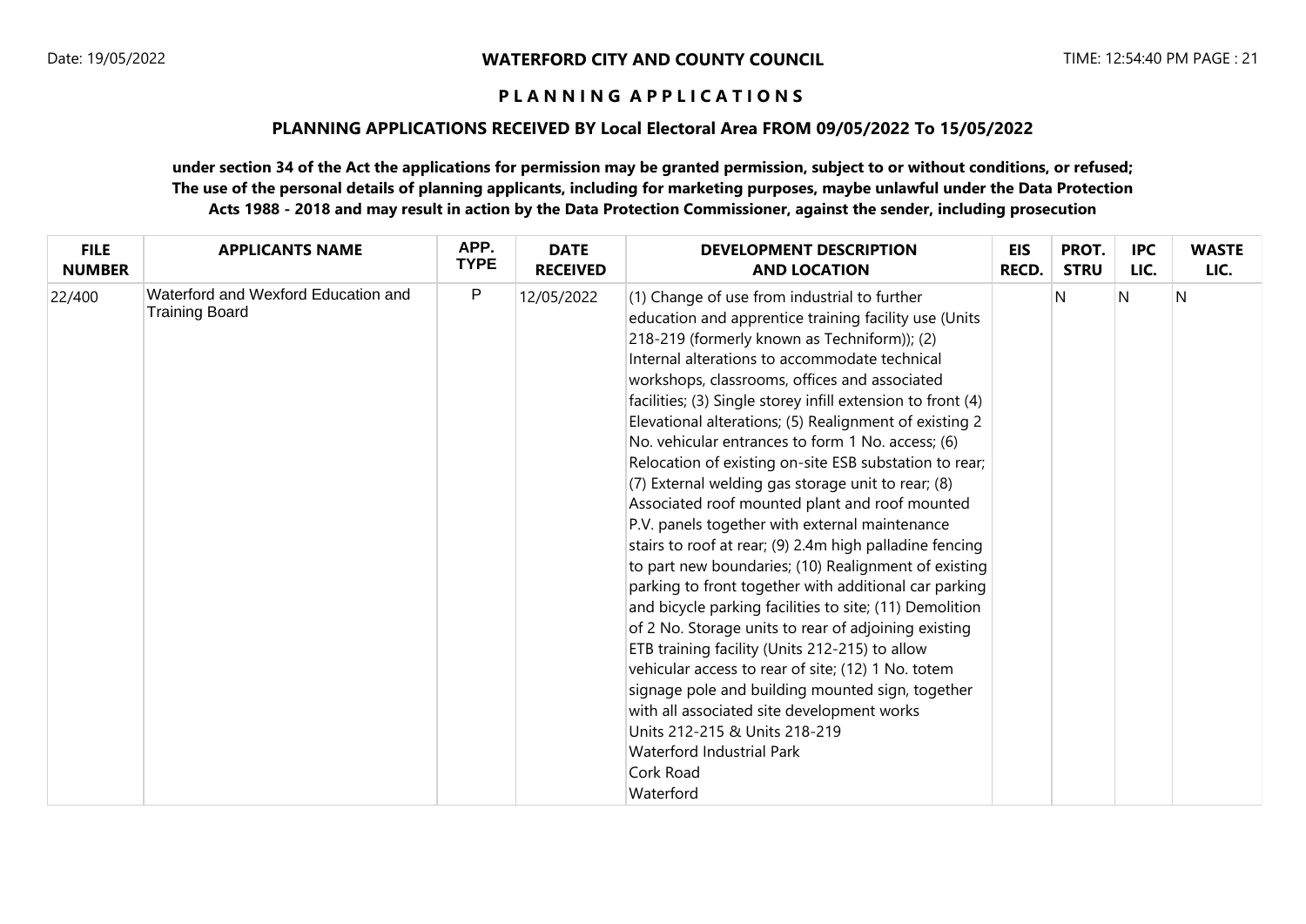**WATERFORD CITY AND COUNTY COUNCIL**

**P L A N N I N G A P P L I C A T I O N S**

**PLANNING APPLICATIONS RECEIVED BY Local Electoral Area FROM 09/05/2022 To 15/05/2022**

**under section 34 of the Act the applications for permission may be granted permission, subject to or without conditions, or refused; The use of the personal details of planning applicants, including for marketing purposes, maybe unlawful under the Data Protection Acts 1988 - 2018 and may result in action by the Data Protection Commissioner, against the sender, including prosecution**

| FILE NUMBER | APPLICANTS NAME | APP. TYPE | DATE RECEIVED | DEVELOPMENT DESCRIPTION AND LOCATION | EIS RECD. | PROT. STRU | IPC LIC. | WASTE LIC. |
|---|---|---|---|---|---|---|---|---|
| 22/400 | Waterford and Wexford Education and Training Board | P | 12/05/2022 | (1) Change of use from industrial to further education and apprentice training facility use (Units 218-219 (formerly known as Techniform)); (2) Internal alterations to accommodate technical workshops, classrooms, offices and associated facilities; (3) Single storey infill extension to front (4) Elevational alterations; (5) Realignment of existing 2 No. vehicular entrances to form 1 No. access; (6) Relocation of existing on-site ESB substation to rear; (7) External welding gas storage unit to rear; (8) Associated roof mounted plant and roof mounted P.V. panels together with external maintenance stairs to roof at rear; (9) 2.4m high palladine fencing to part new boundaries; (10) Realignment of existing parking to front together with additional car parking and bicycle parking facilities to site; (11) Demolition of 2 No. Storage units to rear of adjoining existing ETB training facility (Units 212-215) to allow vehicular access to rear of site; (12) 1 No. totem signage pole and building mounted sign, together with all associated site development works<br>Units 212-215 & Units 218-219<br>Waterford Industrial Park<br>Cork Road<br>Waterford | | N | N | N |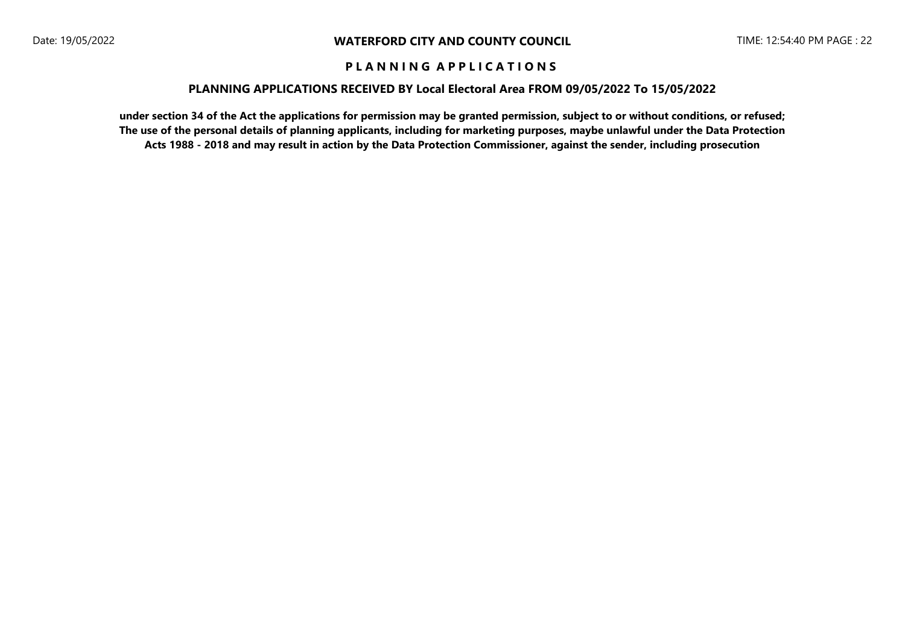**P L A N N I N G A P P L I C A T I O N S**

**PLANNING APPLICATIONS RECEIVED BY Local Electoral Area FROM 09/05/2022 To 15/05/2022**

**under section 34 of the Act the applications for permission may be granted permission, subject to or without conditions, or refused; The use of the personal details of planning applicants, including for marketing purposes, maybe unlawful under the Data Protection Acts 1988 - 2018 and may result in action by the Data Protection Commissioner, against the sender, including prosecution**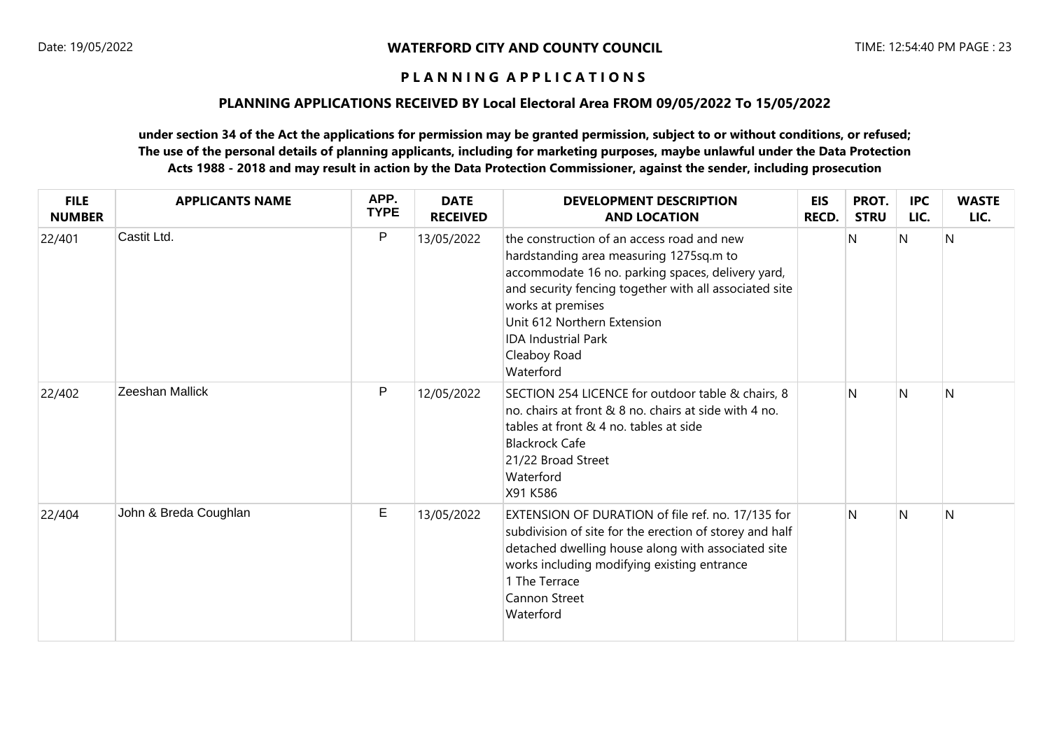**WATERFORD CITY AND COUNTY COUNCIL**

**P L A N N I N G A P P L I C A T I O N S**

**PLANNING APPLICATIONS RECEIVED BY Local Electoral Area FROM 09/05/2022 To 15/05/2022**

**under section 34 of the Act the applications for permission may be granted permission, subject to or without conditions, or refused; The use of the personal details of planning applicants, including for marketing purposes, maybe unlawful under the Data Protection Acts 1988 - 2018 and may result in action by the Data Protection Commissioner, against the sender, including prosecution**

| FILE NUMBER | APPLICANTS NAME | APP. TYPE | DATE RECEIVED | DEVELOPMENT DESCRIPTION AND LOCATION | EIS RECD. | PROT. STRU | IPC LIC. | WASTE LIC. |
|---|---|---|---|---|---|---|---|---|
| 22/401 | Castit Ltd. | P | 13/05/2022 | the construction of an access road and new hardstanding area measuring 1275sq.m to accommodate 16 no. parking spaces, delivery yard, and security fencing together with all associated site works at premises<br>Unit 612 Northern Extension<br>IDA Industrial Park<br>Cleaboy Road<br>Waterford | | N | N | N |
| 22/402 | Zeeshan Mallick | P | 12/05/2022 | SECTION 254 LICENCE for outdoor table & chairs, 8 no. chairs at front & 8 no. chairs at side with 4 no. tables at front & 4 no. tables at side<br>Blackrock Cafe<br>21/22 Broad Street<br>Waterford<br>X91 K586 | | N | N | N |
| 22/404 | John & Breda Coughlan | E | 13/05/2022 | EXTENSION OF DURATION of file ref. no. 17/135 for subdivision of site for the erection of storey and half detached dwelling house along with associated site works including modifying existing entrance<br>1 The Terrace<br>Cannon Street<br>Waterford | | N | N | N |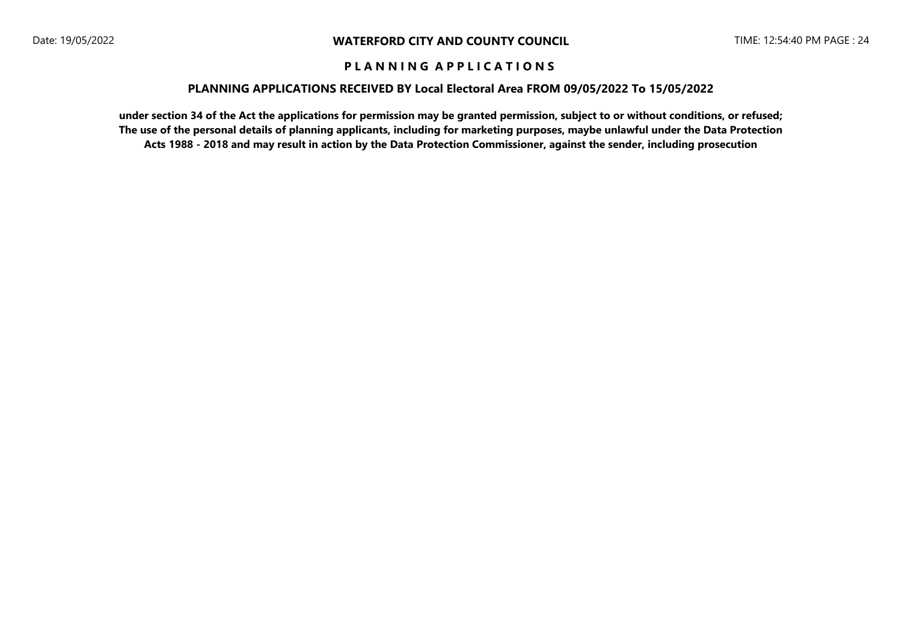**P L A N N I N G A P P L I C A T I O N S**

**PLANNING APPLICATIONS RECEIVED BY Local Electoral Area FROM 09/05/2022 To 15/05/2022**

**under section 34 of the Act the applications for permission may be granted permission, subject to or without conditions, or refused; The use of the personal details of planning applicants, including for marketing purposes, maybe unlawful under the Data Protection Acts 1988 - 2018 and may result in action by the Data Protection Commissioner, against the sender, including prosecution**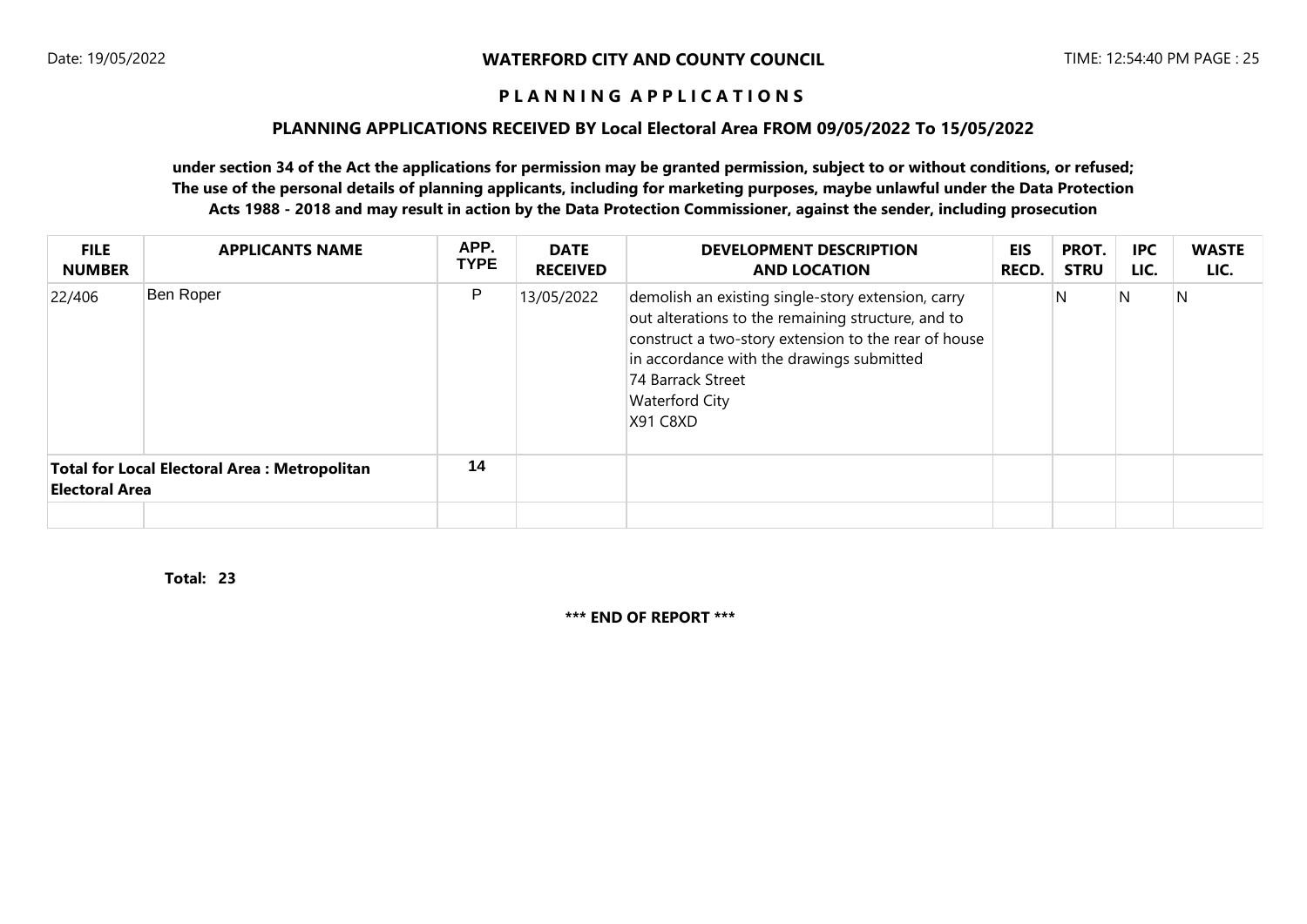**WATERFORD CITY AND COUNTY COUNCIL**

Date: 19/05/2022

TIME: 12:54:40 PM

**P L A N N I N G A P P L I C A T I O N S**

**PLANNING APPLICATIONS RECEIVED BY Local Electoral Area FROM 09/05/2022 To 15/05/2022**

**under section 34 of the Act the applications for permission may be granted permission, subject to or without conditions, or refused; The use of the personal details of planning applicants, including for marketing purposes, maybe unlawful under the Data Protection Acts 1988 - 2018 and may result in action by the Data Protection Commissioner, against the sender, including prosecution**

| FILE NUMBER | APPLICANTS NAME | APP. TYPE | DATE RECEIVED | DEVELOPMENT DESCRIPTION AND LOCATION | EIS RECD. | PROT. STRU | IPC LIC. | WASTE LIC. |
|---|---|---|---|---|---|---|---|---|
| 22/406 | Ben Roper | P | 13/05/2022 | demolish an existing single-story extension, carry out alterations to the remaining structure, and to construct a two-story extension to the rear of house in accordance with the drawings submitted<br>74 Barrack Street<br>Waterford City<br>X91 C8XD | | N | N | N |
| **Total for Local Electoral Area : Metropolitan Electoral Area** | | **14** | | | | | | |

**Total: 23**

**\*\*\* END OF REPORT \*\*\***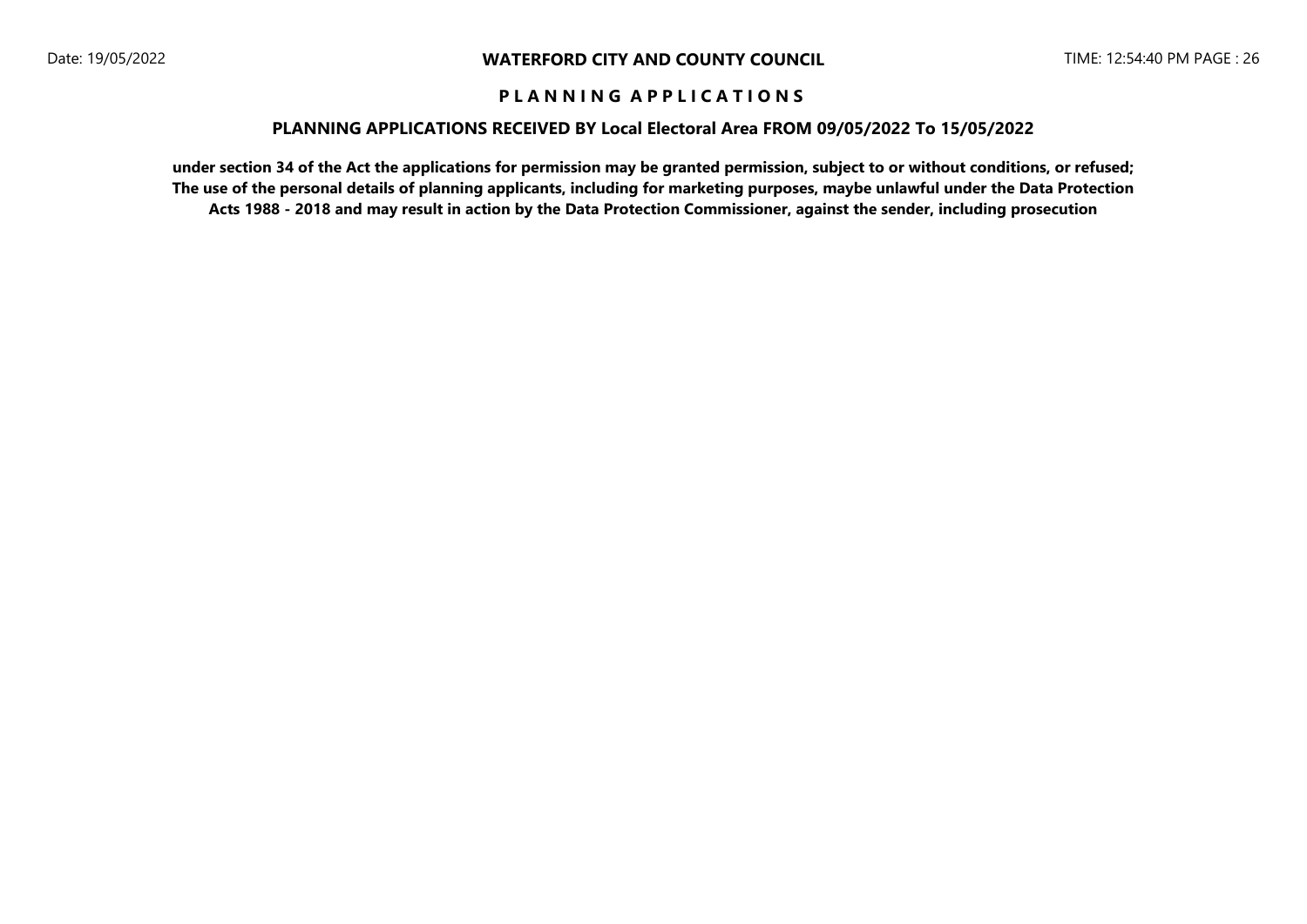**WATERFORD CITY AND COUNTY COUNCIL**

**P L A N N I N G A P P L I C A T I O N S**

**PLANNING APPLICATIONS RECEIVED BY Local Electoral Area FROM 09/05/2022 To 15/05/2022**

**under section 34 of the Act the applications for permission may be granted permission, subject to or without conditions, or refused; The use of the personal details of planning applicants, including for marketing purposes, maybe unlawful under the Data Protection Acts 1988 - 2018 and may result in action by the Data Protection Commissioner, against the sender, including prosecution**